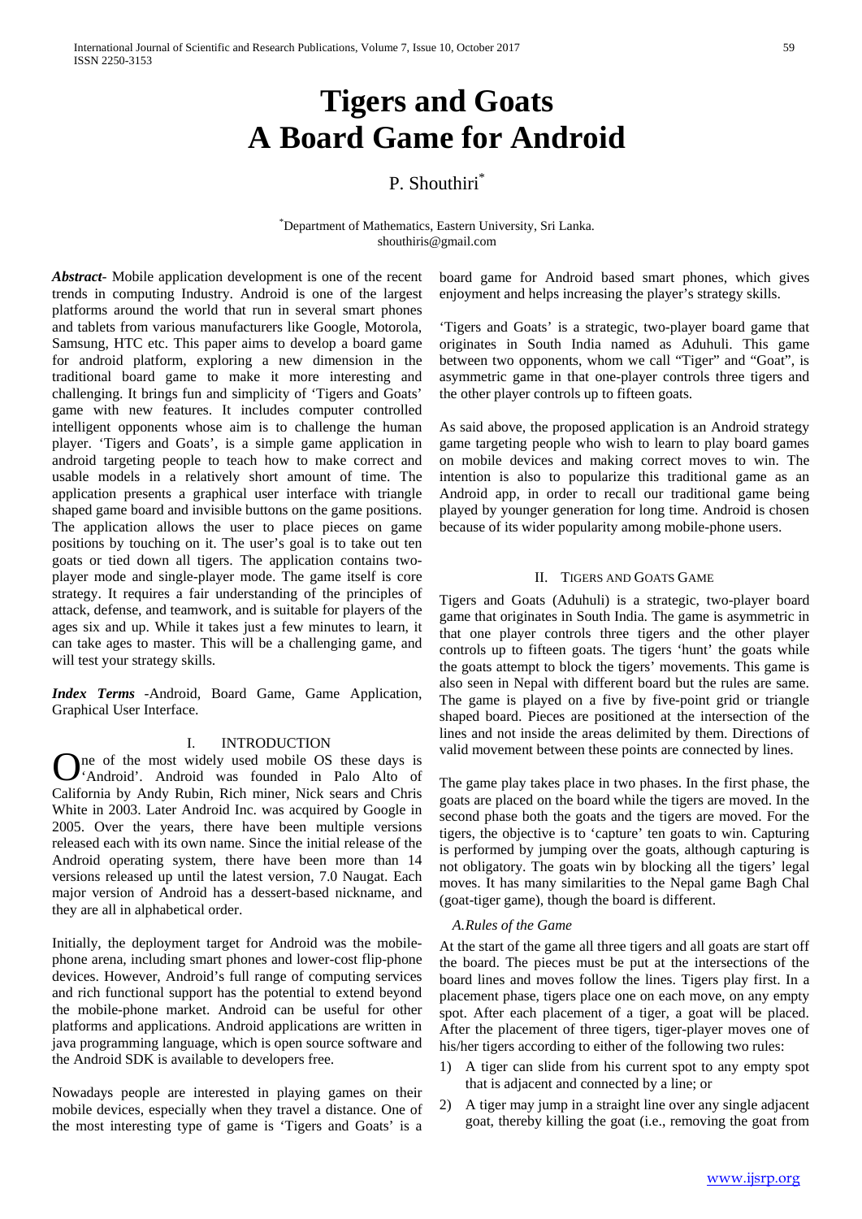# Tigers and Goats
# A Board Game for Android

P. Shouthiri[*]

[*]Department of Mathematics, Eastern University, Sri Lanka.
shouthiris@gmail.com

***Abstract***- Mobile application development is one of the recent trends in computing Industry. Android is one of the largest platforms around the world that run in several smart phones and tablets from various manufacturers like Google, Motorola, Samsung, HTC etc. This paper aims to develop a board game for android platform, exploring a new dimension in the traditional board game to make it more interesting and challenging. It brings fun and simplicity of 'Tigers and Goats' game with new features. It includes computer controlled intelligent opponents whose aim is to challenge the human player. 'Tigers and Goats', is a simple game application in android targeting people to teach how to make correct and usable models in a relatively short amount of time. The application presents a graphical user interface with triangle shaped game board and invisible buttons on the game positions. The application allows the user to place pieces on game positions by touching on it. The user's goal is to take out ten goats or tied down all tigers. The application contains two-player mode and single-player mode. The game itself is core strategy. It requires a fair understanding of the principles of attack, defense, and teamwork, and is suitable for players of the ages six and up. While it takes just a few minutes to learn, it can take ages to master. This will be a challenging game, and will test your strategy skills.

***Index Terms*** -Android, Board Game, Game Application, Graphical User Interface.

## I. Introduction

One of the most widely used mobile OS these days is 'Android'. Android was founded in Palo Alto of California by Andy Rubin, Rich miner, Nick sears and Chris White in 2003. Later Android Inc. was acquired by Google in 2005. Over the years, there have been multiple versions released each with its own name. Since the initial release of the Android operating system, there have been more than 14 versions released up until the latest version, 7.0 Naugat. Each major version of Android has a dessert-based nickname, and they are all in alphabetical order.

Initially, the deployment target for Android was the mobile-phone arena, including smart phones and lower-cost flip-phone devices. However, Android's full range of computing services and rich functional support has the potential to extend beyond the mobile-phone market. Android can be useful for other platforms and applications. Android applications are written in java programming language, which is open source software and the Android SDK is available to developers free.

Nowadays people are interested in playing games on their mobile devices, especially when they travel a distance. One of the most interesting type of game is 'Tigers and Goats' is a board game for Android based smart phones, which gives enjoyment and helps increasing the player's strategy skills.

'Tigers and Goats' is a strategic, two-player board game that originates in South India named as Aduhuli. This game between two opponents, whom we call "Tiger" and "Goat", is asymmetric game in that one-player controls three tigers and the other player controls up to fifteen goats.

As said above, the proposed application is an Android strategy game targeting people who wish to learn to play board games on mobile devices and making correct moves to win. The intention is also to popularize this traditional game as an Android app, in order to recall our traditional game being played by younger generation for long time. Android is chosen because of its wider popularity among mobile-phone users.

## II. Tigers and Goats Game

Tigers and Goats (Aduhuli) is a strategic, two-player board game that originates in South India. The game is asymmetric in that one player controls three tigers and the other player controls up to fifteen goats. The tigers 'hunt' the goats while the goats attempt to block the tigers' movements. This game is also seen in Nepal with different board but the rules are same. The game is played on a five by five-point grid or triangle shaped board. Pieces are positioned at the intersection of the lines and not inside the areas delimited by them. Directions of valid movement between these points are connected by lines.

The game play takes place in two phases. In the first phase, the goats are placed on the board while the tigers are moved. In the second phase both the goats and the tigers are moved. For the tigers, the objective is to 'capture' ten goats to win. Capturing is performed by jumping over the goats, although capturing is not obligatory. The goats win by blocking all the tigers' legal moves. It has many similarities to the Nepal game Bagh Chal (goat-tiger game), though the board is different.

### A. Rules of the Game

At the start of the game all three tigers and all goats are start off the board. The pieces must be put at the intersections of the board lines and moves follow the lines. Tigers play first. In a placement phase, tigers place one on each move, on any empty spot. After each placement of a tiger, a goat will be placed. After the placement of three tigers, tiger-player moves one of his/her tigers according to either of the following two rules:

1) A tiger can slide from his current spot to any empty spot that is adjacent and connected by a line; or
2) A tiger may jump in a straight line over any single adjacent goat, thereby killing the goat (i.e., removing the goat from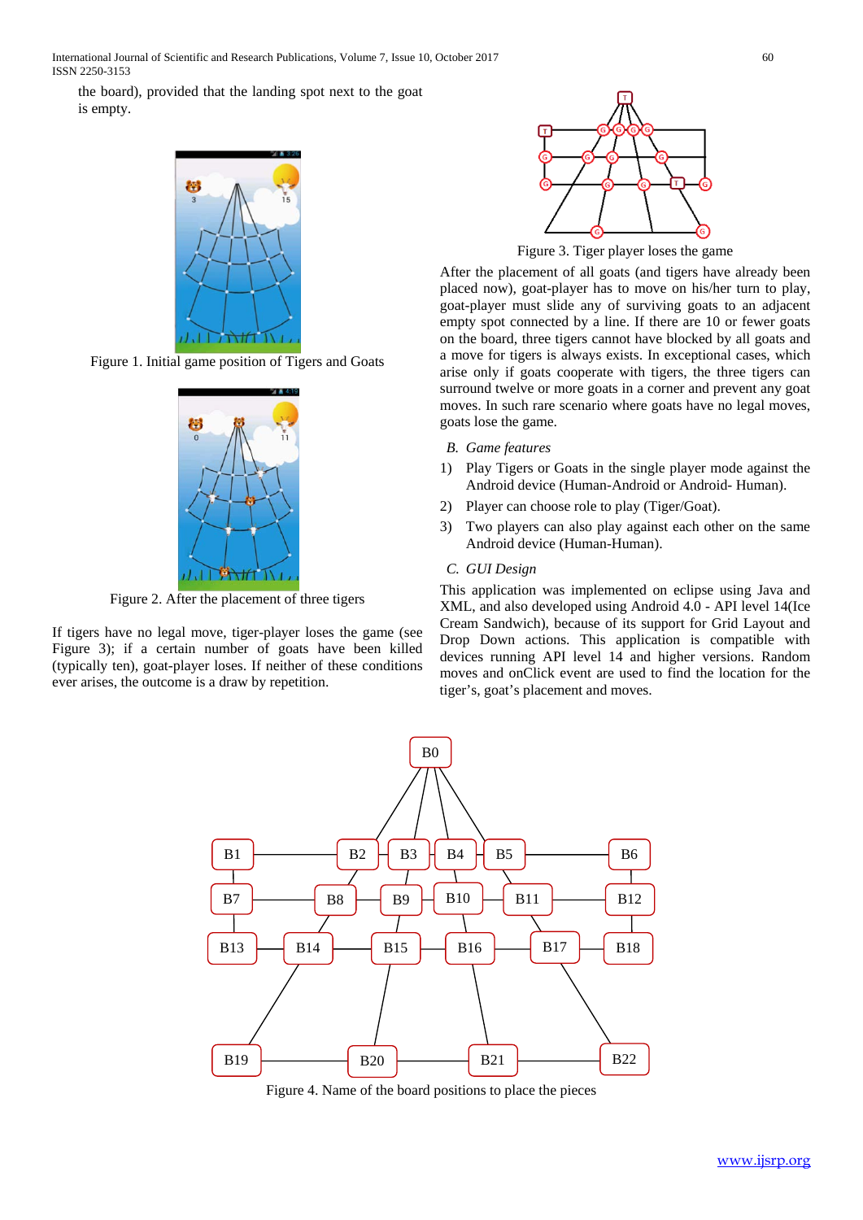the board), provided that the landing spot next to the goat is empty.

Figure 1. Initial game position of Tigers and Goats

Figure 2. After the placement of three tigers

If tigers have no legal move, tiger-player loses the game (see Figure 3); if a certain number of goats have been killed (typically ten), goat-player loses. If neither of these conditions ever arises, the outcome is a draw by repetition.

Figure 3. Tiger player loses the game

After the placement of all goats (and tigers have already been placed now), goat-player has to move on his/her turn to play, goat-player must slide any of surviving goats to an adjacent empty spot connected by a line. If there are 10 or fewer goats on the board, three tigers cannot have blocked by all goats and a move for tigers is always exists. In exceptional cases, which arise only if goats cooperate with tigers, the three tigers can surround twelve or more goats in a corner and prevent any goat moves. In such rare scenario where goats have no legal moves, goats lose the game.

### *B. Game features*

1) Play Tigers or Goats in the single player mode against the Android device (Human-Android or Android- Human).
2) Player can choose role to play (Tiger/Goat).
3) Two players can also play against each other on the same Android device (Human-Human).

### *C. GUI Design*

This application was implemented on eclipse using Java and XML, and also developed using Android 4.0 - API level 14(Ice Cream Sandwich), because of its support for Grid Layout and Drop Down actions. This application is compatible with devices running API level 14 and higher versions. Random moves and onClick event are used to find the location for the tiger's, goat's placement and moves.

Figure 4. Name of the board positions to place the pieces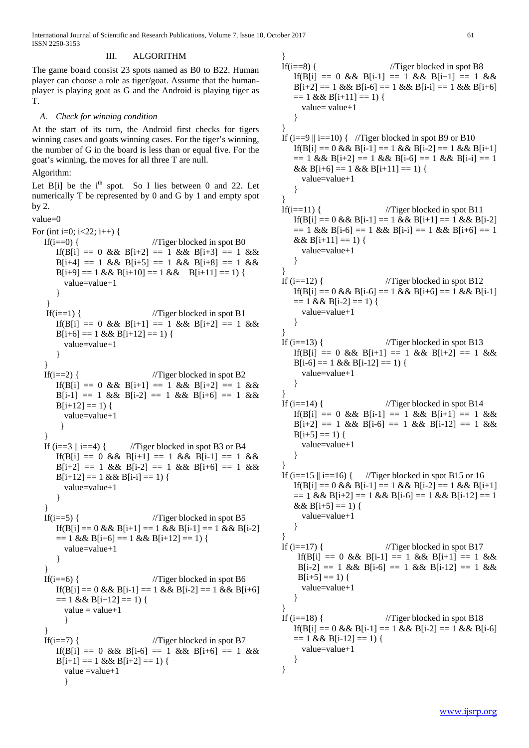## III. ALGORITHM

The game board consist 23 spots named as B0 to B22. Human player can choose a role as tiger/goat. Assume that the human-player is playing goat as G and the Android is playing tiger as T.

### *A. Check for winning condition*

At the start of its turn, the Android first checks for tigers winning cases and goats winning cases. For the tiger's winning, the number of G in the board is less than or equal five. For the goat's winning, the moves for all three T are null.

Algorithm:

Let B[i] be the i[th] spot. So I lies between 0 and 22. Let numerically T be represented by 0 and G by 1 and empty spot by 2.

```
value=0
For (int i=0; i<22; i++) {
    If(i==0) {                          //Tiger blocked in spot B0
        If(B[i] == 0 && B[i+2] == 1 && B[i+3] == 1 &&
        B[i+4] == 1 && B[i+5] == 1 && B[i+8] == 1 &&
        B[i+9] == 1 && B[i+10] == 1 &&   B[i+11] == 1) {
          value=value+1
        }
    }
    If(i==1) {                          //Tiger blocked in spot B1
        If(B[i] == 0 && B[i+1] == 1 && B[i+2] == 1 &&
        B[i+6] == 1 && B[i+12] == 1) {
          value=value+1
        }
    }
    If(i==2) {                          //Tiger blocked in spot B2
        If(B[i] == 0 && B[i+1] == 1 && B[i+2] == 1 &&
        B[i-1] == 1 && B[i-2] == 1 && B[i+6] == 1 &&
        B[i+12] == 1) {
          value=value+1
        }
    }
    If (i==3 || i==4) {          //Tiger blocked in spot B3 or B4
        If(B[i] == 0 && B[i+1] == 1 && B[i-1] == 1 &&
        B[i+2] == 1 && B[i-2] == 1 && B[i+6] == 1 &&
        B[i+12] == 1 && B[i-i] == 1) {
          value=value+1
        }
    }
    If(i==5) {                          //Tiger blocked in spot B5
        If(B[i] == 0 && B[i+1] == 1 && B[i-1] == 1 && B[i-2]
        == 1 && B[i+6] == 1 && B[i+12] == 1) {
          value=value+1
        }
    }
    If(i==6) {                          //Tiger blocked in spot B6
        If(B[i] == 0 && B[i-1] == 1 && B[i-2] == 1 && B[i+6]
        == 1 && B[i+12] == 1) {
          value = value+1
        }
    }
    If(i==7) {                          //Tiger blocked in spot B7
        If(B[i] == 0 && B[i-6] == 1 && B[i+6] == 1 &&
        B[i+1] == 1 && B[i+2] == 1) {
          value =value+1
        }
    }
    If(i==8) {                          //Tiger blocked in spot B8
        If(B[i] == 0 && B[i-1] == 1 && B[i+1] == 1 &&
        B[i+2] == 1 && B[i-6] == 1 && B[i-i] == 1 && B[i+6]
        == 1 && B[i+11] == 1) {
          value= value+1
        }
    }
    If (i==9 || i==10) {   //Tiger blocked in spot B9 or B10
        If(B[i] == 0 && B[i-1] == 1 && B[i-2] == 1 && B[i+1]
        == 1 && B[i+2] == 1 && B[i-6] == 1 && B[i-i] == 1
        && B[i+6] == 1 && B[i+11] == 1) {
          value=value+1
        }
    }
    If(i==11) {                         //Tiger blocked in spot B11
        If(B[i] == 0 && B[i-1] == 1 && B[i+1] == 1 && B[i-2]
        == 1 && B[i-6] == 1 && B[i-i] == 1 && B[i+6] == 1
        && B[i+11] == 1) {
          value=value+1
        }
    }
    If (i==12) {                        //Tiger blocked in spot B12
        If(B[i] == 0 && B[i-6] == 1 && B[i+6] == 1 && B[i-1]
        == 1 && B[i-2] == 1) {
          value=value+1
        }
    }
    If (i==13) {                        //Tiger blocked in spot B13
        If(B[i] == 0 && B[i+1] == 1 && B[i+2] == 1 &&
        B[i-6] == 1 && B[i-12] == 1) {
          value=value+1
        }
    }
    If (i==14) {                        //Tiger blocked in spot B14
        If(B[i] == 0 && B[i-1] == 1 && B[i+1] == 1 &&
        B[i+2] == 1 && B[i-6] == 1 && B[i-12] == 1 &&
        B[i+5] == 1) {
          value=value+1
        }
    }
    If (i==15 || i==16) {      //Tiger blocked in spot B15 or 16
        If(B[i] == 0 && B[i-1] == 1 && B[i-2] == 1 && B[i+1]
        == 1 && B[i+2] == 1 && B[i-6] == 1 && B[i-12] == 1
        && B[i+5] == 1) {
          value=value+1
        }
    }
    If (i==17) {                        //Tiger blocked in spot B17
        If(B[i] == 0 && B[i-1] == 1 && B[i+1] == 1 &&
        B[i-2] == 1 && B[i-6] == 1 && B[i-12] == 1 &&
        B[i+5] == 1) {
          value=value+1
        }
    }
    If (i==18) {                        //Tiger blocked in spot B18
        If(B[i] == 0 && B[i-1] == 1 && B[i-2] == 1 && B[i-6]
        == 1 && B[i-12] == 1) {
          value=value+1
        }
    }
```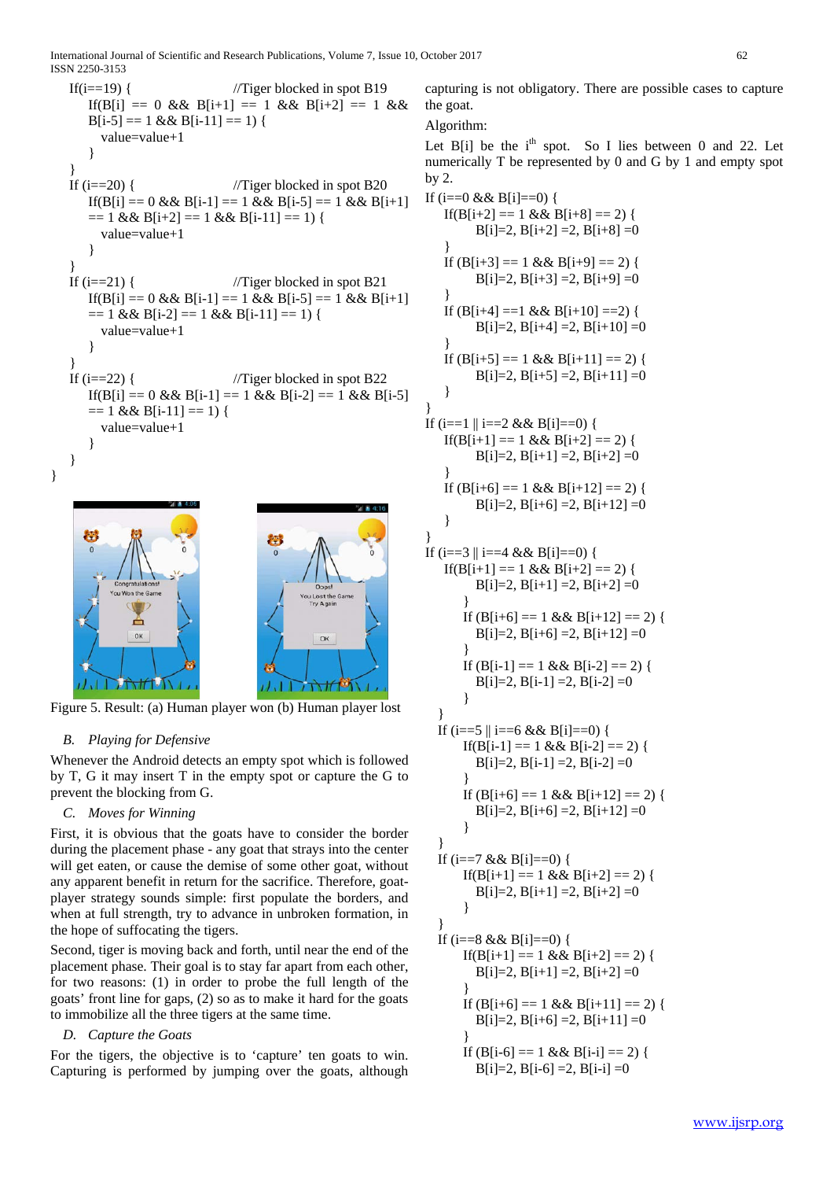```
    If(i==19) {                    //Tiger blocked in spot B19
        If(B[i] == 0 && B[i+1] == 1 && B[i+2] == 1 &&
        B[i-5] == 1 && B[i-11] == 1) {
            value=value+1
        }
    }
    If (i==20) {                   //Tiger blocked in spot B20
        If(B[i] == 0 && B[i-1] == 1 && B[i-5] == 1 && B[i+1]
        == 1 && B[i+2] == 1 && B[i-11] == 1) {
            value=value+1
        }
    }
    If (i==21) {                   //Tiger blocked in spot B21
        If(B[i] == 0 && B[i-1] == 1 && B[i-5] == 1 && B[i+1]
        == 1 && B[i-2] == 1 && B[i-11] == 1) {
            value=value+1
        }
    }
    If (i==22) {                   //Tiger blocked in spot B22
        If(B[i] == 0 && B[i-1] == 1 && B[i-2] == 1 && B[i-5]
        == 1 && B[i-11] == 1) {
            value=value+1
        }
    }
}
```

Figure 5. Result: (a) Human player won (b) Human player lost

### *B. Playing for Defensive*

Whenever the Android detects an empty spot which is followed by T, G it may insert T in the empty spot or capture the G to prevent the blocking from G.

### *C. Moves for Winning*

First, it is obvious that the goats have to consider the border during the placement phase - any goat that strays into the center will get eaten, or cause the demise of some other goat, without any apparent benefit in return for the sacrifice. Therefore, goat-player strategy sounds simple: first populate the borders, and when at full strength, try to advance in unbroken formation, in the hope of suffocating the tigers.

Second, tiger is moving back and forth, until near the end of the placement phase. Their goal is to stay far apart from each other, for two reasons: (1) in order to probe the full length of the goats' front line for gaps, (2) so as to make it hard for the goats to immobilize all the three tigers at the same time.

### *D. Capture the Goats*

For the tigers, the objective is to 'capture' ten goats to win. Capturing is performed by jumping over the goats, although capturing is not obligatory. There are possible cases to capture the goat.

Algorithm:

Let B[i] be the i[th] spot. So I lies between 0 and 22. Let numerically T be represented by 0 and G by 1 and empty spot by 2.

```
If (i==0 && B[i]==0) {
    If(B[i+2] == 1 && B[i+8] == 2) {
        B[i]=2, B[i+2] =2, B[i+8] =0
    }
    If (B[i+3] == 1 && B[i+9] == 2) {
        B[i]=2, B[i+3] =2, B[i+9] =0
    }
    If (B[i+4] ==1 && B[i+10] ==2) {
        B[i]=2, B[i+4] =2, B[i+10] =0
    }
    If (B[i+5] == 1 && B[i+11] == 2) {
        B[i]=2, B[i+5] =2, B[i+11] =0
    }
}
If (i==1 || i==2 && B[i]==0) {
    If(B[i+1] == 1 && B[i+2] == 2) {
        B[i]=2, B[i+1] =2, B[i+2] =0
    }
    If (B[i+6] == 1 && B[i+12] == 2) {
        B[i]=2, B[i+6] =2, B[i+12] =0
    }
}
If (i==3 || i==4 && B[i]==0) {
    If(B[i+1] == 1 && B[i+2] == 2) {
        B[i]=2, B[i+1] =2, B[i+2] =0
    }
    If (B[i+6] == 1 && B[i+12] == 2) {
        B[i]=2, B[i+6] =2, B[i+12] =0
    }
    If (B[i-1] == 1 && B[i-2] == 2) {
        B[i]=2, B[i-1] =2, B[i-2] =0
    }
}
If (i==5 || i==6 && B[i]==0) {
    If(B[i-1] == 1 && B[i-2] == 2) {
        B[i]=2, B[i-1] =2, B[i-2] =0
    }
    If (B[i+6] == 1 && B[i+12] == 2) {
        B[i]=2, B[i+6] =2, B[i+12] =0
    }
}
If (i==7 && B[i]==0) {
    If(B[i+1] == 1 && B[i+2] == 2) {
        B[i]=2, B[i+1] =2, B[i+2] =0
    }
}
If (i==8 && B[i]==0) {
    If(B[i+1] == 1 && B[i+2] == 2) {
        B[i]=2, B[i+1] =2, B[i+2] =0
    }
    If (B[i+6] == 1 && B[i+11] == 2) {
        B[i]=2, B[i+6] =2, B[i+11] =0
    }
    If (B[i-6] == 1 && B[i-i] == 2) {
        B[i]=2, B[i-6] =2, B[i-i] =0
```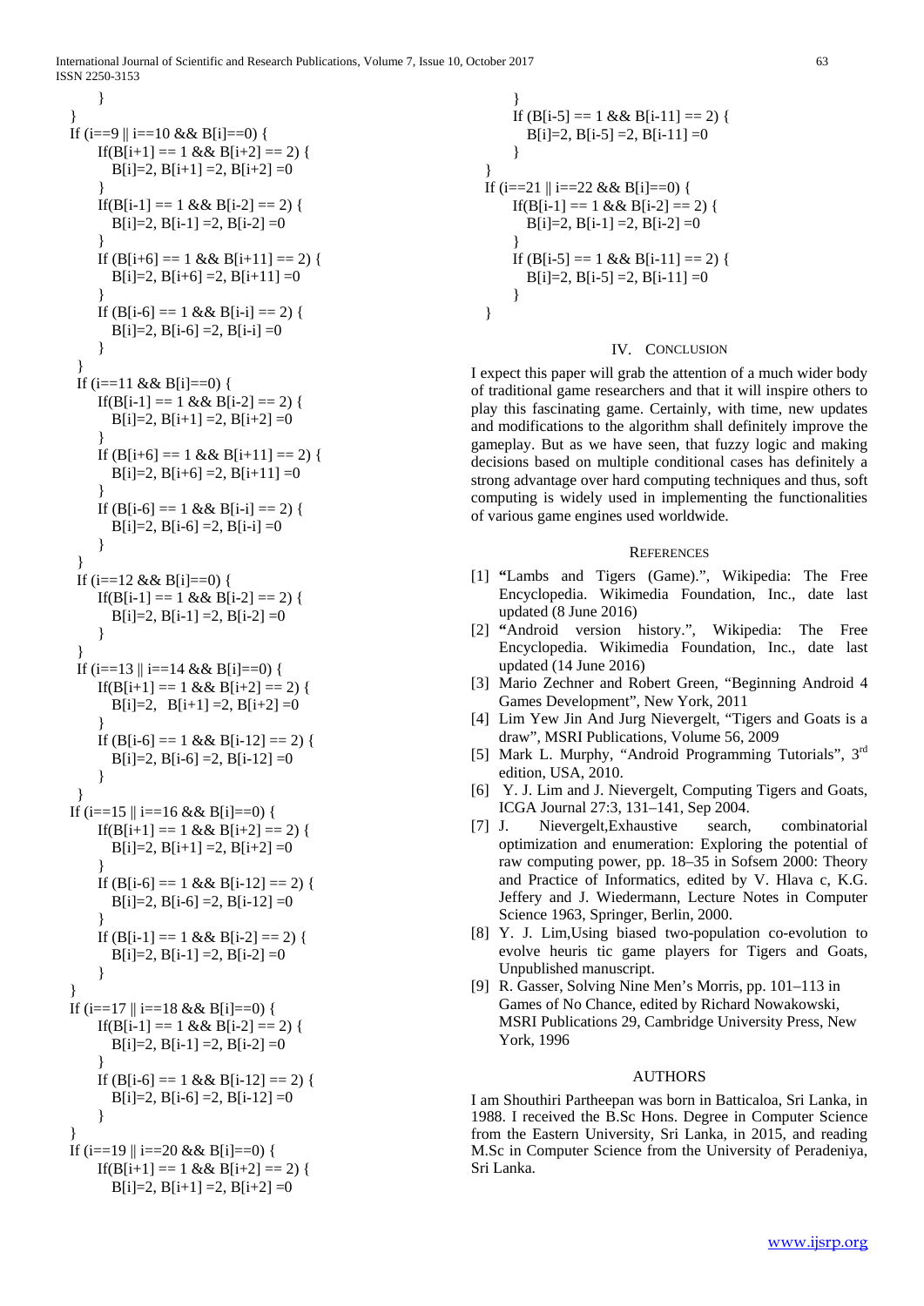```
      }
  }
  If (i==9 || i==10 && B[i]==0) {
       If(B[i+1] == 1 && B[i+2] == 2) {
          B[i]=2, B[i+1] =2, B[i+2] =0
       }
       If(B[i-1] == 1 && B[i-2] == 2) {
          B[i]=2, B[i-1] =2, B[i-2] =0
       }
       If (B[i+6] == 1 && B[i+11] == 2) {
          B[i]=2, B[i+6] =2, B[i+11] =0
       }
       If (B[i-6] == 1 && B[i-i] == 2) {
          B[i]=2, B[i-6] =2, B[i-i] =0
       }
   }
   If (i==11 && B[i]==0) {
       If(B[i-1] == 1 && B[i-2] == 2) {
          B[i]=2, B[i+1] =2, B[i+2] =0
       }
       If (B[i+6] == 1 && B[i+11] == 2) {
          B[i]=2, B[i+6] =2, B[i+11] =0
       }
       If (B[i-6] == 1 && B[i-i] == 2) {
          B[i]=2, B[i-6] =2, B[i-i] =0
       }
   }
   If (i==12 && B[i]==0) {
       If(B[i-1] == 1 && B[i-2] == 2) {
          B[i]=2, B[i-1] =2, B[i-2] =0
       }
   }
   If (i==13 || i==14 && B[i]==0) {
       If(B[i+1] == 1 && B[i+2] == 2) {
          B[i]=2,  B[i+1] =2, B[i+2] =0
       }
       If (B[i-6] == 1 && B[i-12] == 2) {
          B[i]=2, B[i-6] =2, B[i-12] =0
       }
   }
  If (i==15 || i==16 && B[i]==0) {
       If(B[i+1] == 1 && B[i+2] == 2) {
          B[i]=2, B[i+1] =2, B[i+2] =0
       }
       If (B[i-6] == 1 && B[i-12] == 2) {
          B[i]=2, B[i-6] =2, B[i-12] =0
       }
       If (B[i-1] == 1 && B[i-2] == 2) {
          B[i]=2, B[i-1] =2, B[i-2] =0
       }
  }
  If (i==17 || i==18 && B[i]==0) {
       If(B[i-1] == 1 && B[i-2] == 2) {
          B[i]=2, B[i-1] =2, B[i-2] =0
       }
       If (B[i-6] == 1 && B[i-12] == 2) {
          B[i]=2, B[i-6] =2, B[i-12] =0
       }
  }
  If (i==19 || i==20 && B[i]==0) {
       If(B[i+1] == 1 && B[i+2] == 2) {
          B[i]=2, B[i+1] =2, B[i+2] =0
       }
       If (B[i-5] == 1 && B[i-11] == 2) {
          B[i]=2, B[i-5] =2, B[i-11] =0
       }
  }
  If (i==21 || i==22 && B[i]==0) {
       If(B[i-1] == 1 && B[i-2] == 2) {
          B[i]=2, B[i-1] =2, B[i-2] =0
       }
       If (B[i-5] == 1 && B[i-11] == 2) {
          B[i]=2, B[i-5] =2, B[i-11] =0
       }
  }
```

## IV. Conclusion

I expect this paper will grab the attention of a much wider body of traditional game researchers and that it will inspire others to play this fascinating game. Certainly, with time, new updates and modifications to the algorithm shall definitely improve the gameplay. But as we have seen, that fuzzy logic and making decisions based on multiple conditional cases has definitely a strong advantage over hard computing techniques and thus, soft computing is widely used in implementing the functionalities of various game engines used worldwide.

## References

[1] "Lambs and Tigers (Game).", Wikipedia: The Free Encyclopedia. Wikimedia Foundation, Inc., date last updated (8 June 2016)

[2] "Android version history.", Wikipedia: The Free Encyclopedia. Wikimedia Foundation, Inc., date last updated (14 June 2016)

[3] Mario Zechner and Robert Green, "Beginning Android 4 Games Development", New York, 2011

[4] Lim Yew Jin And Jurg Nievergelt, "Tigers and Goats is a draw", MSRI Publications, Volume 56, 2009

[5] Mark L. Murphy, "Android Programming Tutorials", 3rd edition, USA, 2010.

[6] Y. J. Lim and J. Nievergelt, Computing Tigers and Goats, ICGA Journal 27:3, 131–141, Sep 2004.

[7] J. Nievergelt,Exhaustive search, combinatorial optimization and enumeration: Exploring the potential of raw computing power, pp. 18–35 in Sofsem 2000: Theory and Practice of Informatics, edited by V. Hlava c, K.G. Jeffery and J. Wiedermann, Lecture Notes in Computer Science 1963, Springer, Berlin, 2000.

[8] Y. J. Lim,Using biased two-population co-evolution to evolve heuris tic game players for Tigers and Goats, Unpublished manuscript.

[9] R. Gasser, Solving Nine Men's Morris, pp. 101–113 in Games of No Chance, edited by Richard Nowakowski, MSRI Publications 29, Cambridge University Press, New York, 1996

## Authors

I am Shouthiri Partheepan was born in Batticaloa, Sri Lanka, in 1988. I received the B.Sc Hons. Degree in Computer Science from the Eastern University, Sri Lanka, in 2015, and reading M.Sc in Computer Science from the University of Peradeniya, Sri Lanka.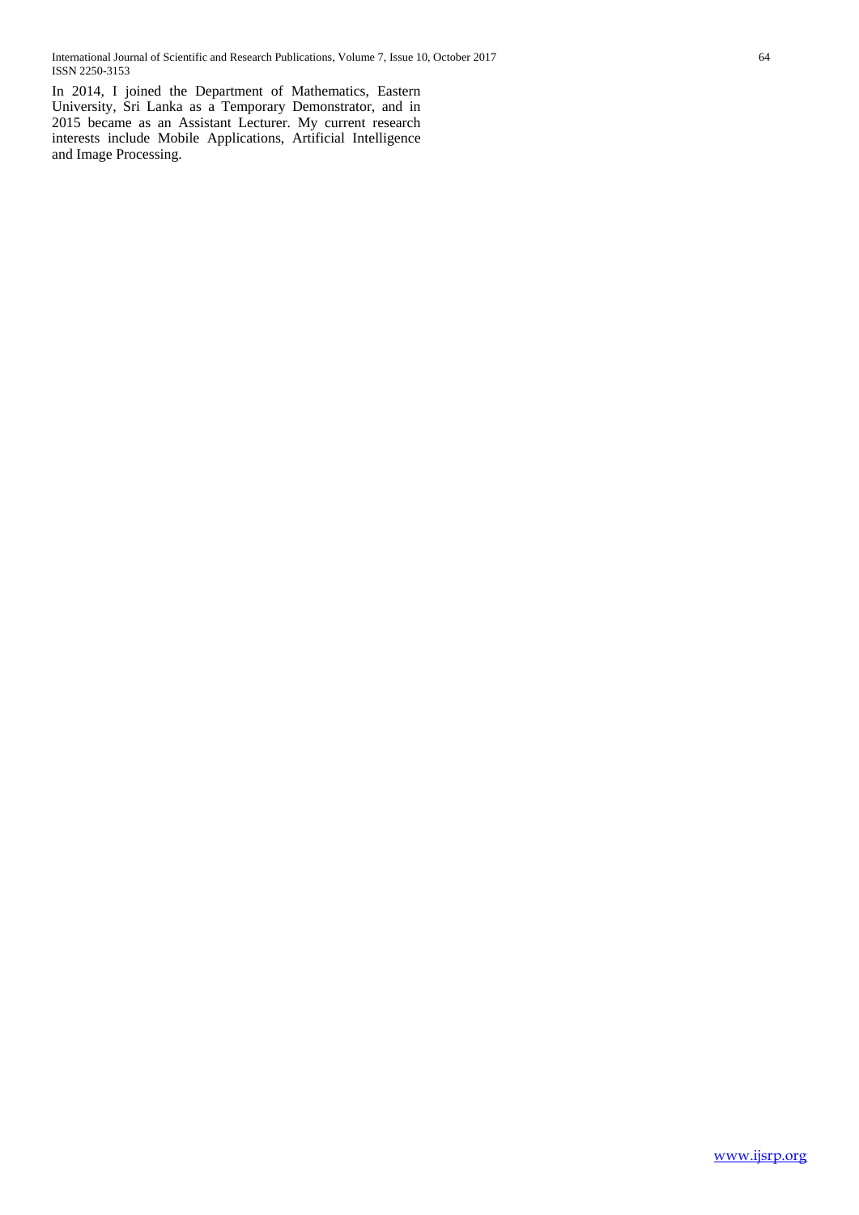In 2014, I joined the Department of Mathematics, Eastern University, Sri Lanka as a Temporary Demonstrator, and in 2015 became as an Assistant Lecturer. My current research interests include Mobile Applications, Artificial Intelligence and Image Processing.